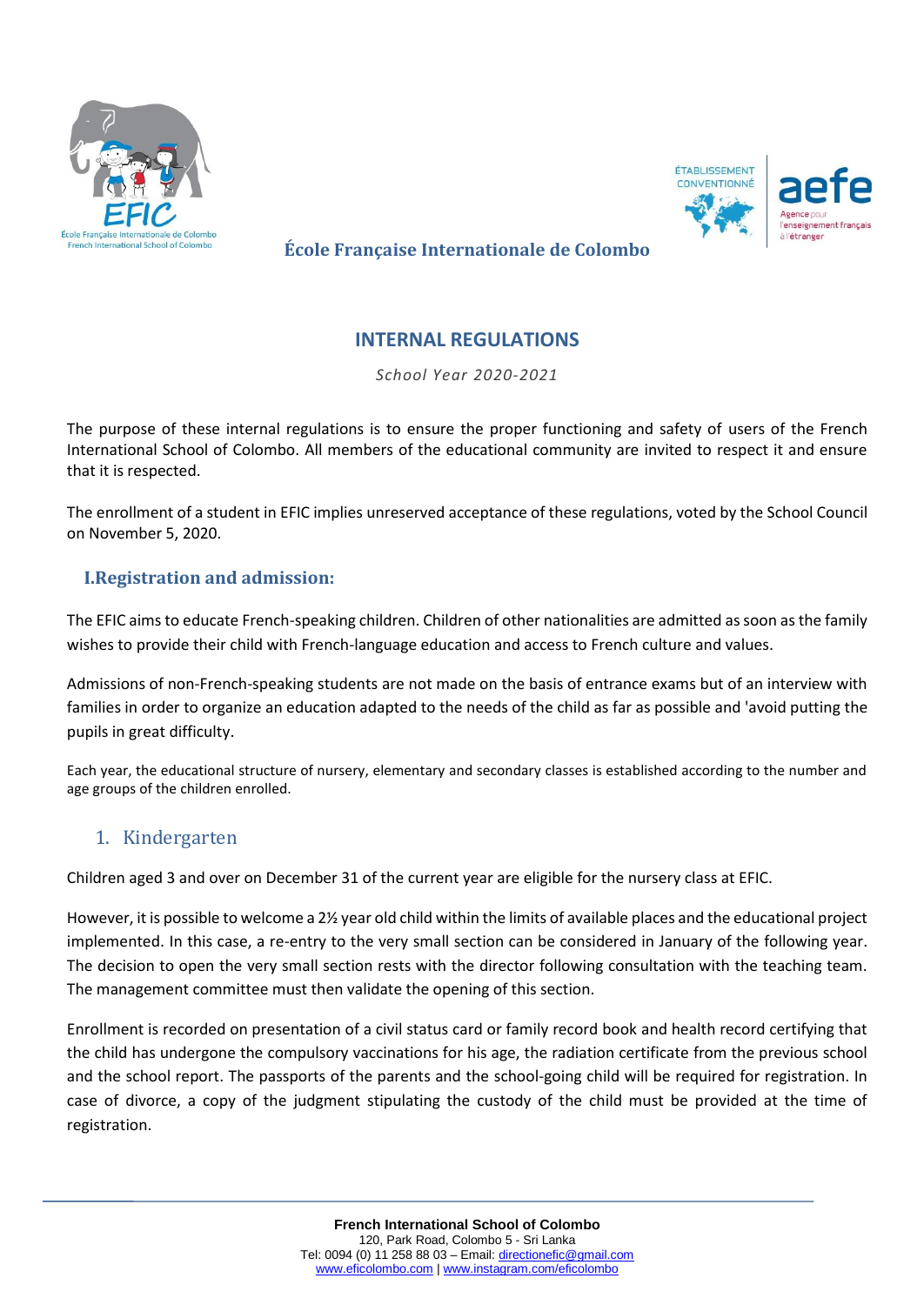**École Française Internationale de Colombo**

# INTERNAL REGULATIONS

*School Year 2020-2021*

The purpose of these internal regulations is to ensure the proper functioning and safety of users of the French International School of Colombo. All members of the educational community are invited to respect it and ensure that it is respected.

The enrollment of a student in EFIC implies unreserved acceptance of these regulations, voted by the School Council on November 5, 2020.

## I.Registration and admission:

The EFIC aims to educate French-speaking children. Children of other nationalities are admitted as soon as the family wishes to provide their child with French-language education and access to French culture and values.

Admissions of non-French-speaking students are not made on the basis of entrance exams but of an interview with families in order to organize an education adapted to the needs of the child as far as possible and 'avoid putting the pupils in great difficulty.

Each year, the educational structure of nursery, elementary and secondary classes is established according to the number and age groups of the children enrolled.

### 1. Kindergarten

Children aged 3 and over on December 31 of the current year are eligible for the nursery class at EFIC.

However, it is possible to welcome a 2½ year old child within the limits of available places and the educational project implemented. In this case, a re-entry to the very small section can be considered in January of the following year. The decision to open the very small section rests with the director following consultation with the teaching team. The management committee must then validate the opening of this section.

Enrollment is recorded on presentation of a civil status card or family record book and health record certifying that the child has undergone the compulsory vaccinations for his age, the radiation certificate from the previous school and the school report. The passports of the parents and the school-going child will be required for registration. In case of divorce, a copy of the judgment stipulating the custody of the child must be provided at the time of registration.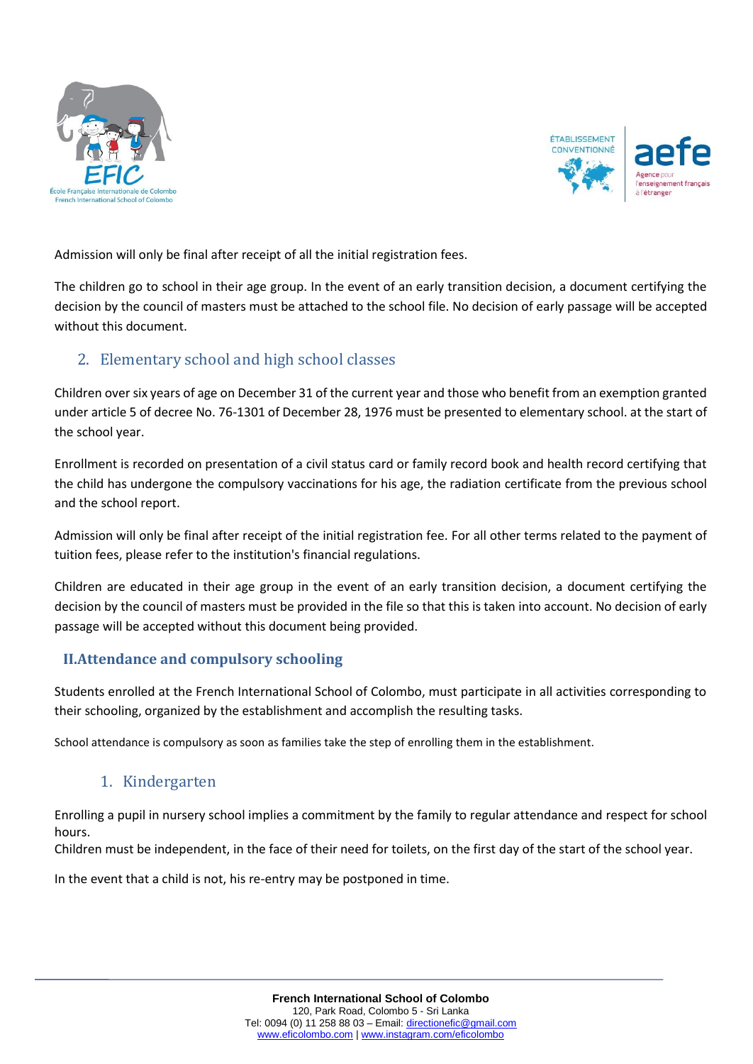Admission will only be final after receipt of all the initial registration fees.

The children go to school in their age group. In the event of an early transition decision, a document certifying the decision by the council of masters must be attached to the school file. No decision of early passage will be accepted without this document.

## 2. Elementary school and high school classes

Children over six years of age on December 31 of the current year and those who benefit from an exemption granted under article 5 of decree No. 76-1301 of December 28, 1976 must be presented to elementary school. at the start of the school year.

Enrollment is recorded on presentation of a civil status card or family record book and health record certifying that the child has undergone the compulsory vaccinations for his age, the radiation certificate from the previous school and the school report.

Admission will only be final after receipt of the initial registration fee. For all other terms related to the payment of tuition fees, please refer to the institution's financial regulations.

Children are educated in their age group in the event of an early transition decision, a document certifying the decision by the council of masters must be provided in the file so that this is taken into account. No decision of early passage will be accepted without this document being provided.

# II. Attendance and compulsory schooling

Students enrolled at the French International School of Colombo, must participate in all activities corresponding to their schooling, organized by the establishment and accomplish the resulting tasks.

School attendance is compulsory as soon as families take the step of enrolling them in the establishment.

## 1. Kindergarten

Enrolling a pupil in nursery school implies a commitment by the family to regular attendance and respect for school hours.
Children must be independent, in the face of their need for toilets, on the first day of the start of the school year.

In the event that a child is not, his re-entry may be postponed in time.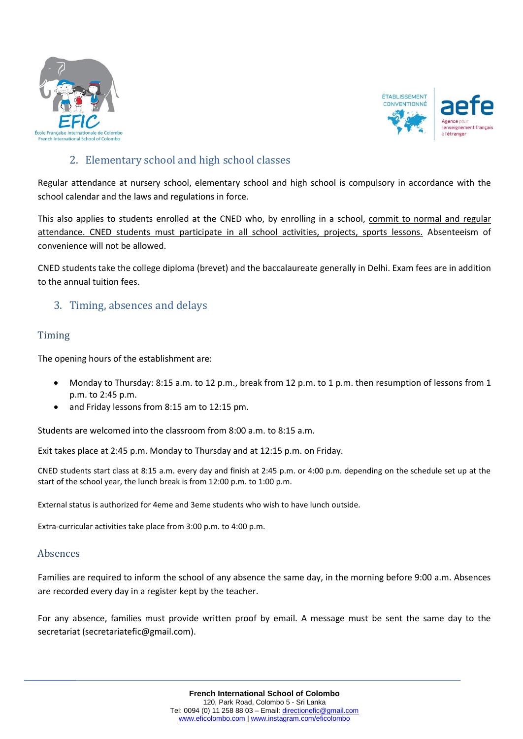## 2. Elementary school and high school classes

Regular attendance at nursery school, elementary school and high school is compulsory in accordance with the school calendar and the laws and regulations in force.

This also applies to students enrolled at the CNED who, by enrolling in a school, commit to normal and regular attendance. CNED students must participate in all school activities, projects, sports lessons. Absenteeism of convenience will not be allowed.

CNED students take the college diploma (brevet) and the baccalaureate generally in Delhi. Exam fees are in addition to the annual tuition fees.

## 3. Timing, absences and delays

### Timing

The opening hours of the establishment are:

- Monday to Thursday: 8:15 a.m. to 12 p.m., break from 12 p.m. to 1 p.m. then resumption of lessons from 1 p.m. to 2:45 p.m.
- and Friday lessons from 8:15 am to 12:15 pm.

Students are welcomed into the classroom from 8:00 a.m. to 8:15 a.m.

Exit takes place at 2:45 p.m. Monday to Thursday and at 12:15 p.m. on Friday.

CNED students start class at 8:15 a.m. every day and finish at 2:45 p.m. or 4:00 p.m. depending on the schedule set up at the start of the school year, the lunch break is from 12:00 p.m. to 1:00 p.m.

External status is authorized for 4eme and 3eme students who wish to have lunch outside.

Extra-curricular activities take place from 3:00 p.m. to 4:00 p.m.

### Absences

Families are required to inform the school of any absence the same day, in the morning before 9:00 a.m. Absences are recorded every day in a register kept by the teacher.

For any absence, families must provide written proof by email. A message must be sent the same day to the secretariat (secretariatefic@gmail.com).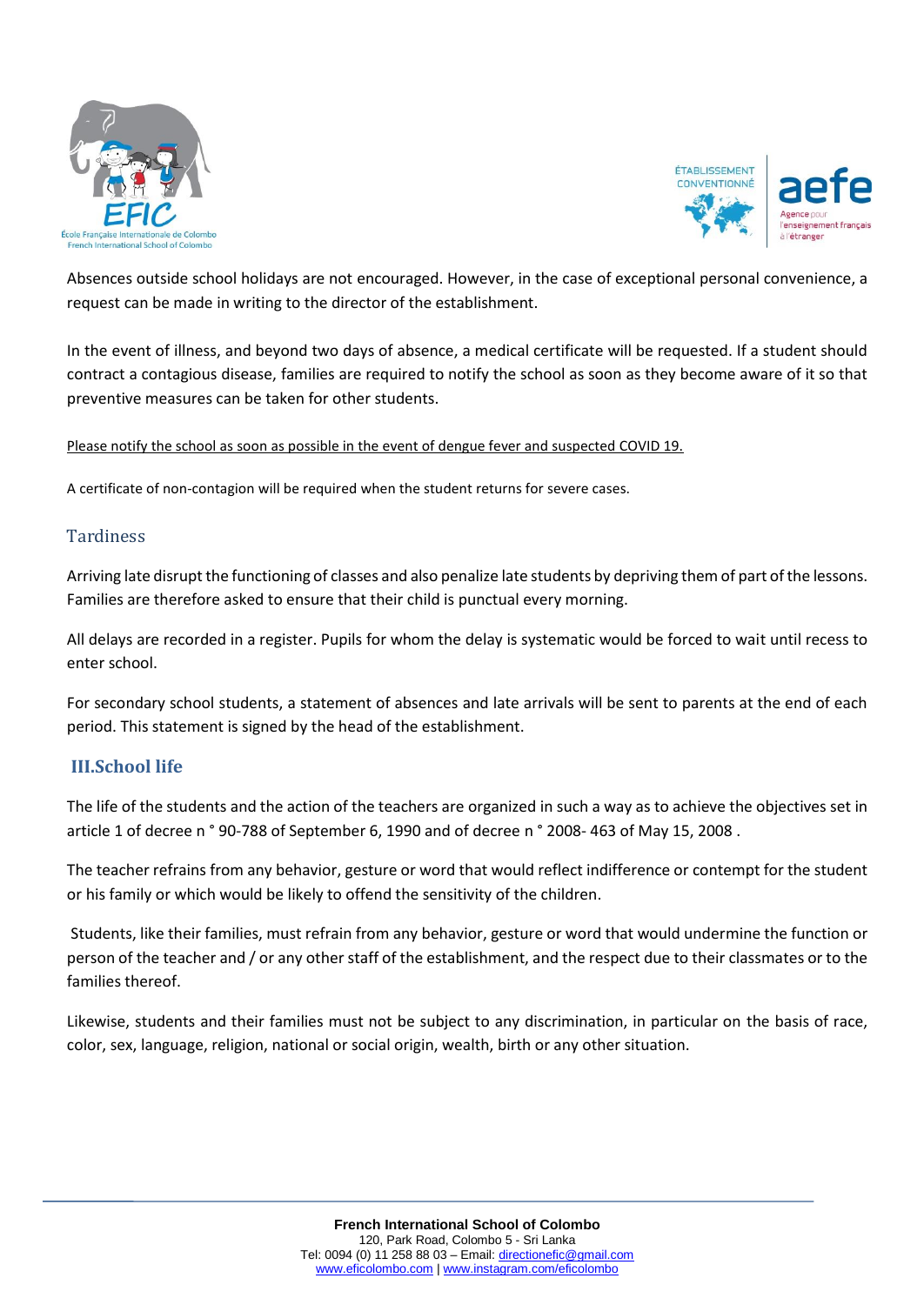Absences outside school holidays are not encouraged. However, in the case of exceptional personal convenience, a request can be made in writing to the director of the establishment.

In the event of illness, and beyond two days of absence, a medical certificate will be requested. If a student should contract a contagious disease, families are required to notify the school as soon as they become aware of it so that preventive measures can be taken for other students.

Please notify the school as soon as possible in the event of dengue fever and suspected COVID 19.

A certificate of non-contagion will be required when the student returns for severe cases.

### Tardiness

Arriving late disrupt the functioning of classes and also penalize late students by depriving them of part of the lessons. Families are therefore asked to ensure that their child is punctual every morning.

All delays are recorded in a register. Pupils for whom the delay is systematic would be forced to wait until recess to enter school.

For secondary school students, a statement of absences and late arrivals will be sent to parents at the end of each period. This statement is signed by the head of the establishment.

## III.School life

The life of the students and the action of the teachers are organized in such a way as to achieve the objectives set in article 1 of decree n ° 90-788 of September 6, 1990 and of decree n ° 2008- 463 of May 15, 2008 .

The teacher refrains from any behavior, gesture or word that would reflect indifference or contempt for the student or his family or which would be likely to offend the sensitivity of the children.

Students, like their families, must refrain from any behavior, gesture or word that would undermine the function or person of the teacher and / or any other staff of the establishment, and the respect due to their classmates or to the families thereof.

Likewise, students and their families must not be subject to any discrimination, in particular on the basis of race, color, sex, language, religion, national or social origin, wealth, birth or any other situation.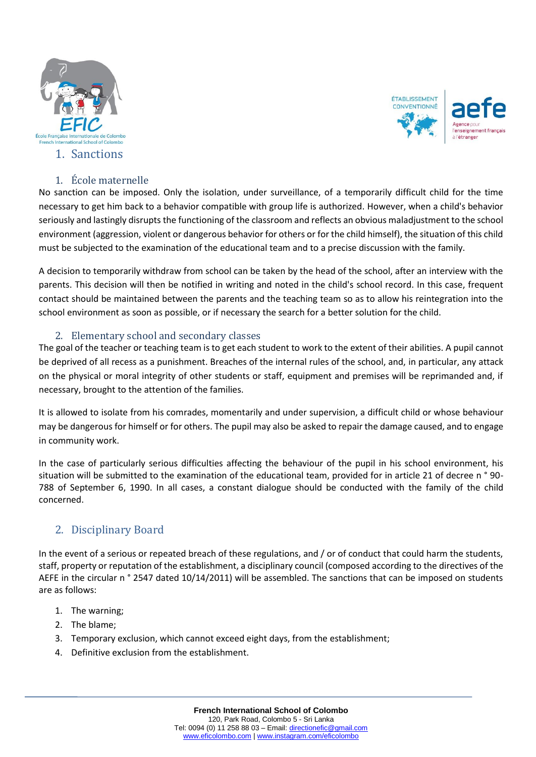## 1. Sanctions

### 1. École maternelle

No sanction can be imposed. Only the isolation, under surveillance, of a temporarily difficult child for the time necessary to get him back to a behavior compatible with group life is authorized. However, when a child's behavior seriously and lastingly disrupts the functioning of the classroom and reflects an obvious maladjustment to the school environment (aggression, violent or dangerous behavior for others or for the child himself), the situation of this child must be subjected to the examination of the educational team and to a precise discussion with the family.

A decision to temporarily withdraw from school can be taken by the head of the school, after an interview with the parents. This decision will then be notified in writing and noted in the child's school record. In this case, frequent contact should be maintained between the parents and the teaching team so as to allow his reintegration into the school environment as soon as possible, or if necessary the search for a better solution for the child.

### 2. Elementary school and secondary classes

The goal of the teacher or teaching team is to get each student to work to the extent of their abilities. A pupil cannot be deprived of all recess as a punishment. Breaches of the internal rules of the school, and, in particular, any attack on the physical or moral integrity of other students or staff, equipment and premises will be reprimanded and, if necessary, brought to the attention of the families.

It is allowed to isolate from his comrades, momentarily and under supervision, a difficult child or whose behaviour may be dangerous for himself or for others. The pupil may also be asked to repair the damage caused, and to engage in community work.

In the case of particularly serious difficulties affecting the behaviour of the pupil in his school environment, his situation will be submitted to the examination of the educational team, provided for in article 21 of decree n ° 90-788 of September 6, 1990. In all cases, a constant dialogue should be conducted with the family of the child concerned.

## 2. Disciplinary Board

In the event of a serious or repeated breach of these regulations, and / or of conduct that could harm the students, staff, property or reputation of the establishment, a disciplinary council (composed according to the directives of the AEFE in the circular n ° 2547 dated 10/14/2011) will be assembled. The sanctions that can be imposed on students are as follows:

1. The warning;
2. The blame;
3. Temporary exclusion, which cannot exceed eight days, from the establishment;
4. Definitive exclusion from the establishment.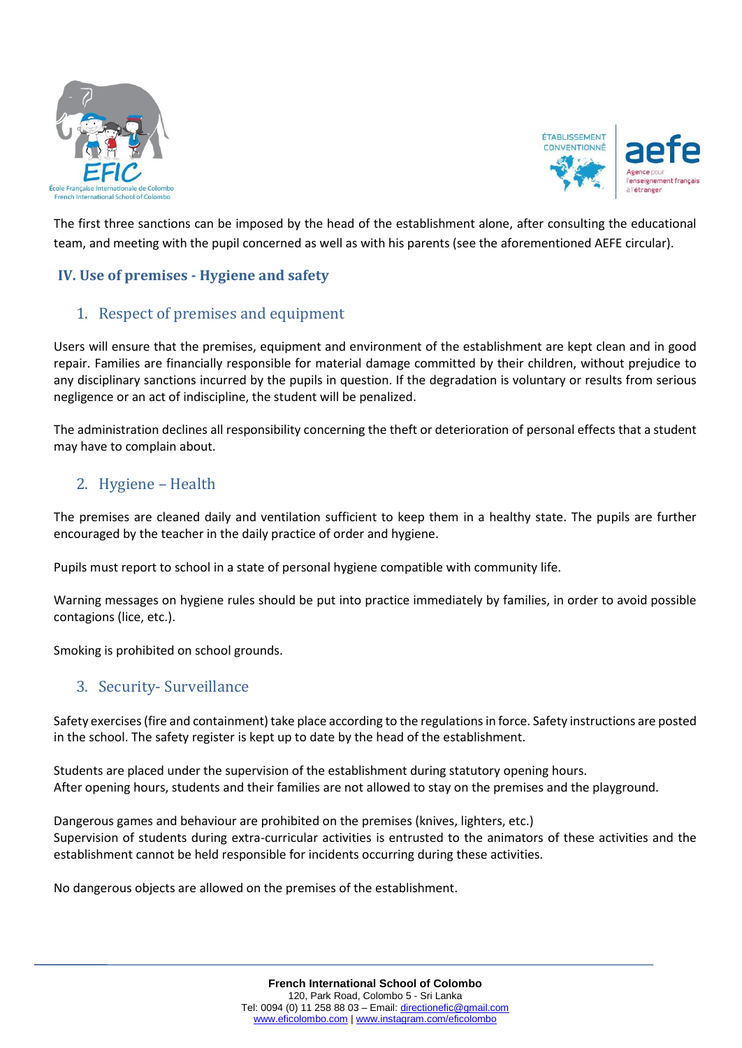The first three sanctions can be imposed by the head of the establishment alone, after consulting the educational team, and meeting with the pupil concerned as well as with his parents (see the aforementioned AEFE circular).

## IV. Use of premises - Hygiene and safety

### 1. Respect of premises and equipment

Users will ensure that the premises, equipment and environment of the establishment are kept clean and in good repair. Families are financially responsible for material damage committed by their children, without prejudice to any disciplinary sanctions incurred by the pupils in question. If the degradation is voluntary or results from serious negligence or an act of indiscipline, the student will be penalized.

The administration declines all responsibility concerning the theft or deterioration of personal effects that a student may have to complain about.

### 2. Hygiene – Health

The premises are cleaned daily and ventilation sufficient to keep them in a healthy state. The pupils are further encouraged by the teacher in the daily practice of order and hygiene.

Pupils must report to school in a state of personal hygiene compatible with community life.

Warning messages on hygiene rules should be put into practice immediately by families, in order to avoid possible contagions (lice, etc.).

Smoking is prohibited on school grounds.

### 3. Security- Surveillance

Safety exercises (fire and containment) take place according to the regulations in force. Safety instructions are posted in the school. The safety register is kept up to date by the head of the establishment.

Students are placed under the supervision of the establishment during statutory opening hours.
After opening hours, students and their families are not allowed to stay on the premises and the playground.

Dangerous games and behaviour are prohibited on the premises (knives, lighters, etc.)
Supervision of students during extra-curricular activities is entrusted to the animators of these activities and the establishment cannot be held responsible for incidents occurring during these activities.

No dangerous objects are allowed on the premises of the establishment.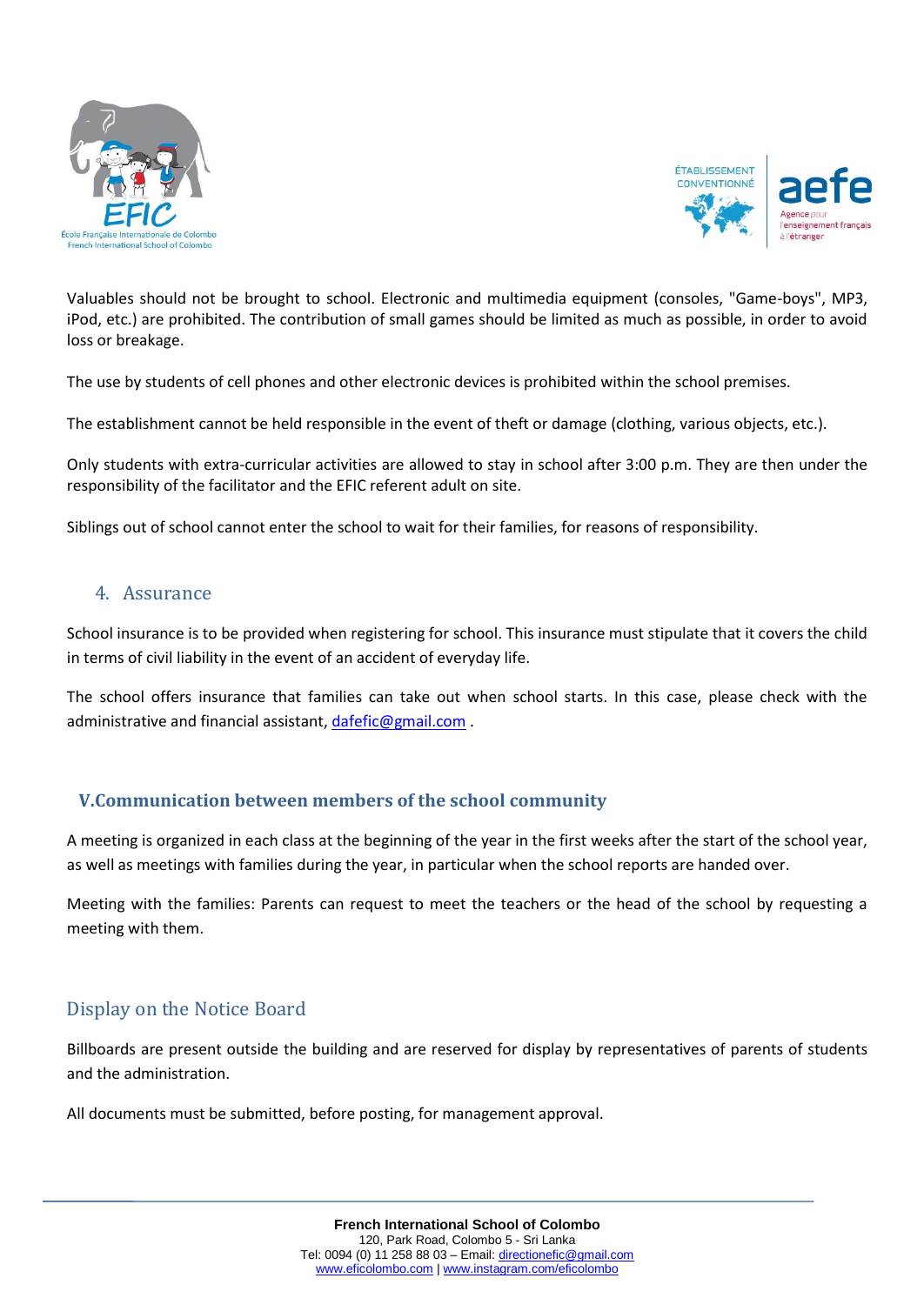Valuables should not be brought to school. Electronic and multimedia equipment (consoles, "Game-boys", MP3, iPod, etc.) are prohibited. The contribution of small games should be limited as much as possible, in order to avoid loss or breakage.

The use by students of cell phones and other electronic devices is prohibited within the school premises.

The establishment cannot be held responsible in the event of theft or damage (clothing, various objects, etc.).

Only students with extra-curricular activities are allowed to stay in school after 3:00 p.m. They are then under the responsibility of the facilitator and the EFIC referent adult on site.

Siblings out of school cannot enter the school to wait for their families, for reasons of responsibility.

### 4. Assurance

School insurance is to be provided when registering for school. This insurance must stipulate that it covers the child in terms of civil liability in the event of an accident of everyday life.

The school offers insurance that families can take out when school starts. In this case, please check with the administrative and financial assistant, dafefic@gmail.com .

## V. Communication between members of the school community

A meeting is organized in each class at the beginning of the year in the first weeks after the start of the school year, as well as meetings with families during the year, in particular when the school reports are handed over.

Meeting with the families: Parents can request to meet the teachers or the head of the school by requesting a meeting with them.

### Display on the Notice Board

Billboards are present outside the building and are reserved for display by representatives of parents of students and the administration.

All documents must be submitted, before posting, for management approval.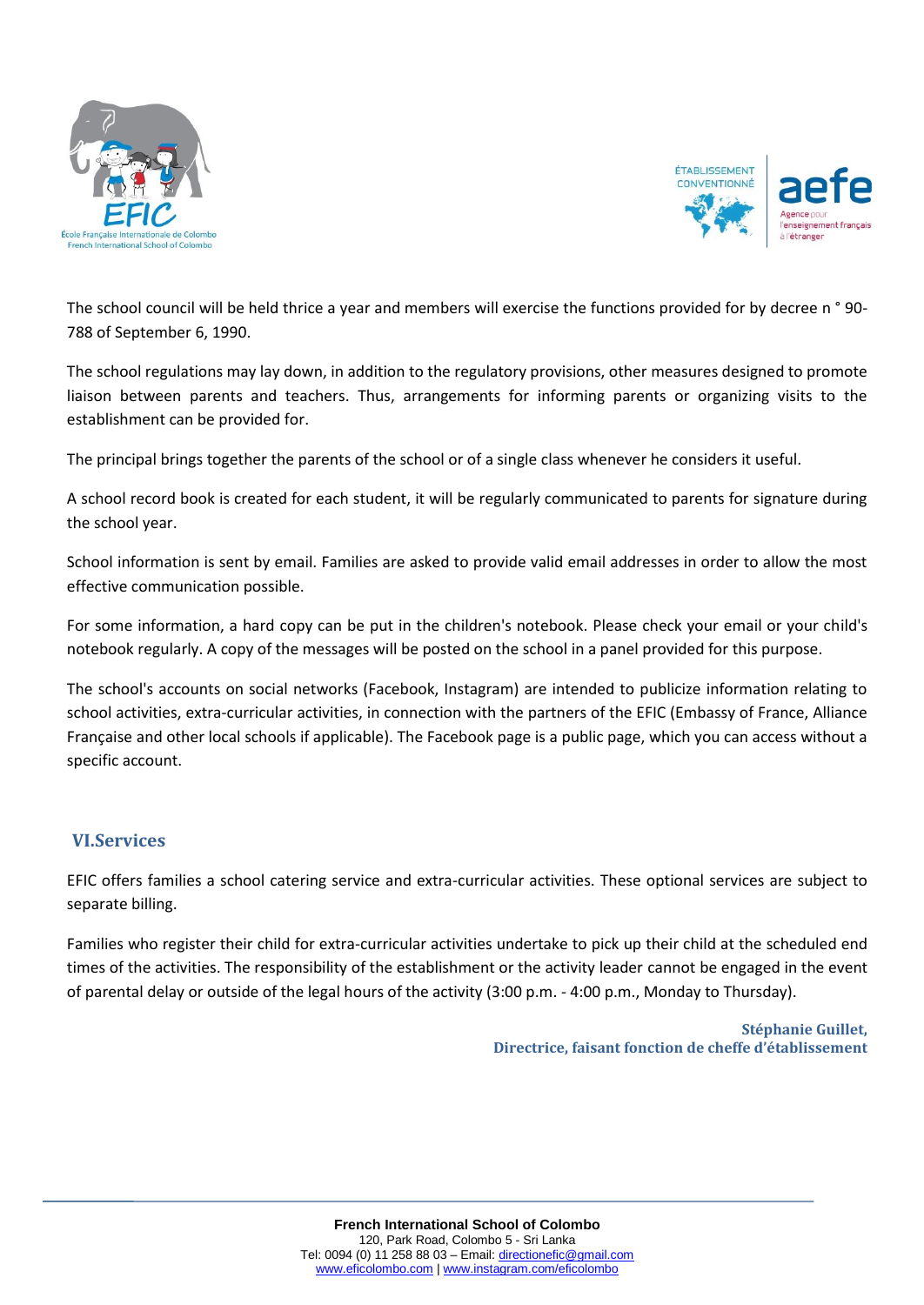The school council will be held thrice a year and members will exercise the functions provided for by decree n ° 90-788 of September 6, 1990.

The school regulations may lay down, in addition to the regulatory provisions, other measures designed to promote liaison between parents and teachers. Thus, arrangements for informing parents or organizing visits to the establishment can be provided for.

The principal brings together the parents of the school or of a single class whenever he considers it useful.

A school record book is created for each student, it will be regularly communicated to parents for signature during the school year.

School information is sent by email. Families are asked to provide valid email addresses in order to allow the most effective communication possible.

For some information, a hard copy can be put in the children's notebook. Please check your email or your child's notebook regularly. A copy of the messages will be posted on the school in a panel provided for this purpose.

The school's accounts on social networks (Facebook, Instagram) are intended to publicize information relating to school activities, extra-curricular activities, in connection with the partners of the EFIC (Embassy of France, Alliance Française and other local schools if applicable). The Facebook page is a public page, which you can access without a specific account.

## VI.Services

EFIC offers families a school catering service and extra-curricular activities. These optional services are subject to separate billing.

Families who register their child for extra-curricular activities undertake to pick up their child at the scheduled end times of the activities. The responsibility of the establishment or the activity leader cannot be engaged in the event of parental delay or outside of the legal hours of the activity (3:00 p.m. - 4:00 p.m., Monday to Thursday).

**Stéphanie Guillet,**
**Directrice, faisant fonction de cheffe d'établissement**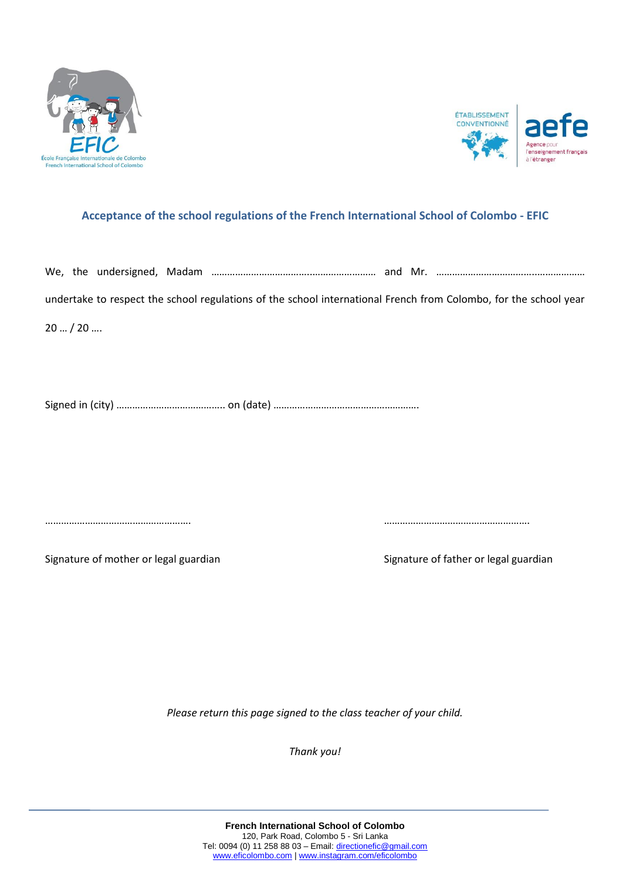## Acceptance of the school regulations of the French International School of Colombo - EFIC

We, the undersigned, Madam ……………………………………………………… and Mr. ……………………………………………… undertake to respect the school regulations of the school international French from Colombo, for the school year 20 … / 20 ….

Signed in (city) ………………………………….. on (date) ……………………………………………….

……………………………………………….                                ……………………………………………….

Signature of mother or legal guardian                                Signature of father or legal guardian

*Please return this page signed to the class teacher of your child.*

*Thank you!*

**French International School of Colombo**
120, Park Road, Colombo 5 - Sri Lanka
Tel: 0094 (0) 11 258 88 03 – Email: directionefic@gmail.com
www.eficolombo.com | www.instagram.com/eficolombo